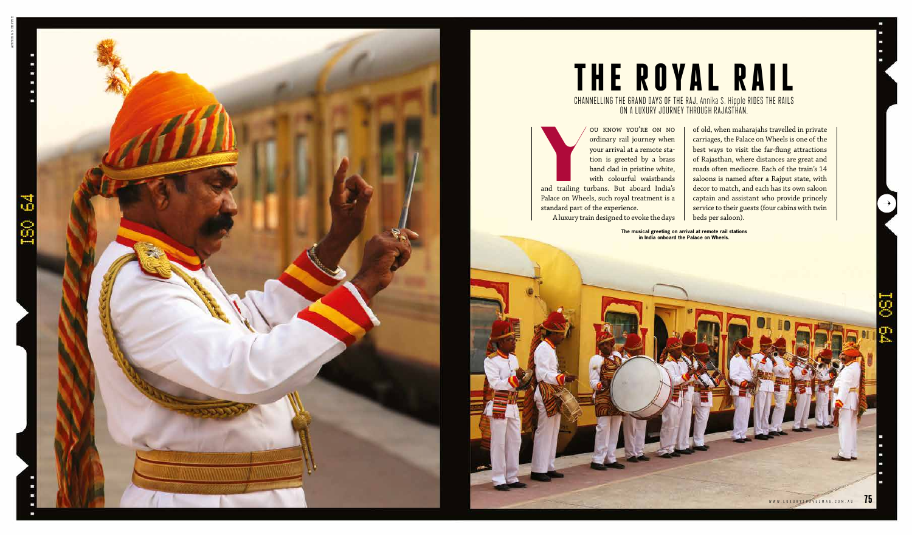# THE ROYAL RAIL

CHANNELLING THE GRAND DAYS OF THE RAJ, Annika S. Hipple RIDES THE RAILS ON A LUXURY JOURNEY THROUGH RAJASTHAN.

You know you're on no ordinary rail journey when your arrival at a remote station is greeted by a brass band clad in pristine white, with colourful waistbands and trailing turbans. But aboard India's Palace on Wheels, such royal treatment is a standard part of the experience.

A luxury train designed to evoke the days of old, when maharajahs travelled in private carriages, the Palace on Wheels is one of the best ways to visit the far-flung attractions of Rajasthan, where distances are great and roads often mediocre. Each of the train's 14 saloons is named after a Rajput state, with decor to match, and each has its own saloon captain and assistant who provide princely service to their guests (four cabins with twin beds per saloon).

**The musical greeting on arrival at remote rail stations in India onboard the Palace on Wheels.**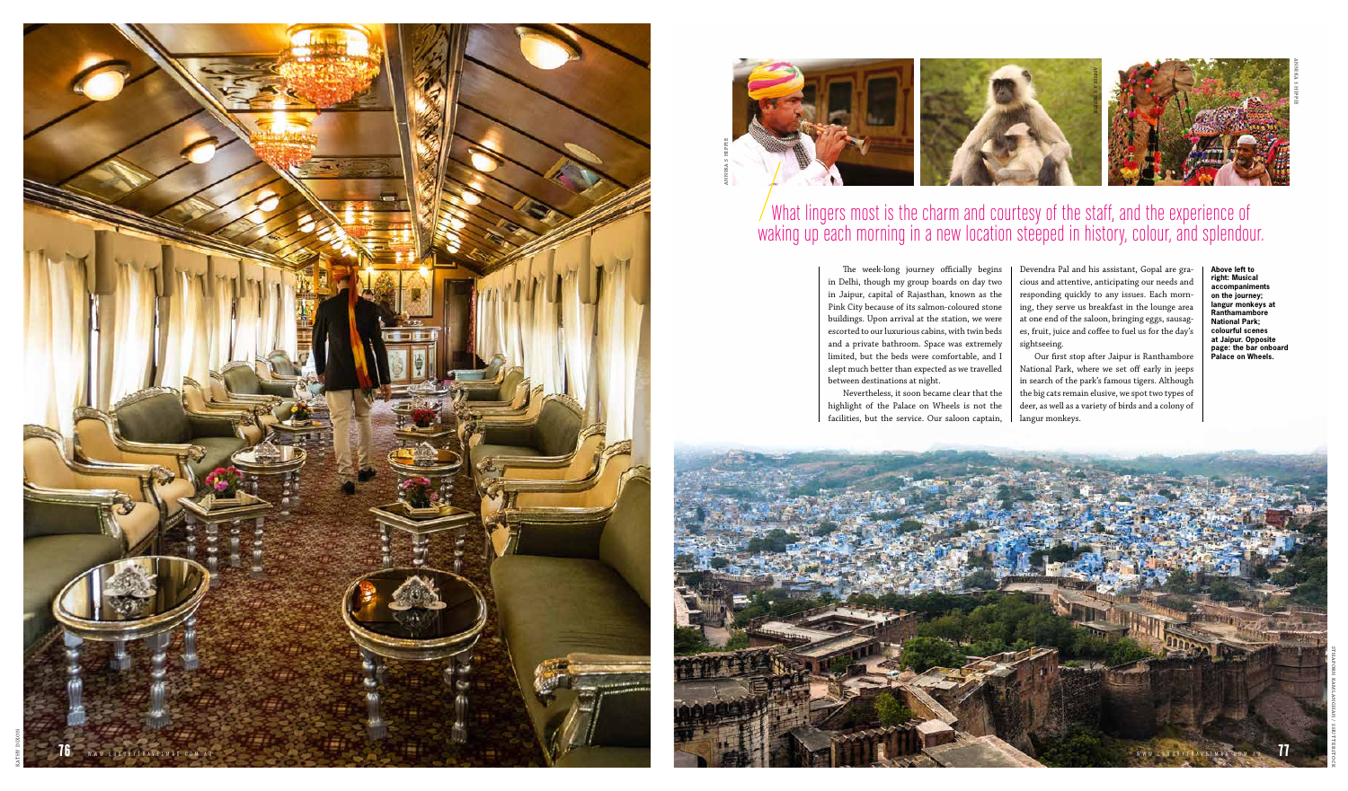What lingers most is the charm and courtesy of the staff, and the experience of waking up each morning in a new location steeped in history, colour, and splendour.

The week-long journey officially begins in Delhi, though my group boards on day two in Jaipur, capital of Rajasthan, known as the Pink City because of its salmon-coloured stone buildings. Upon arrival at the station, we were escorted to our luxurious cabins, with twin beds and a private bathroom. Space was extremely limited, but the beds were comfortable, and I slept much better than expected as we travelled between destinations at night.

Nevertheless, it soon became clear that the highlight of the Palace on Wheels is not the facilities, but the service. Our saloon captain, Devendra Pal and his assistant, Gopal are gracious and attentive, anticipating our needs and responding quickly to any issues. Each morning, they serve us breakfast in the lounge area at one end of the saloon, bringing eggs, sausages, fruit, juice and coffee to fuel us for the day's sightseeing.

Our first stop after Jaipur is Ranthambore National Park, where we set off early in jeeps in search of the park's famous tigers. Although the big cats remain elusive, we spot two types of deer, as well as a variety of birds and a colony of langur monkeys.

**Above left to right: Musical accompaniments on the journey; langur monkeys at Ranthamambore National Park; colourful scenes at Jaipur. Opposite page: the bar onboard Palace on Wheels.**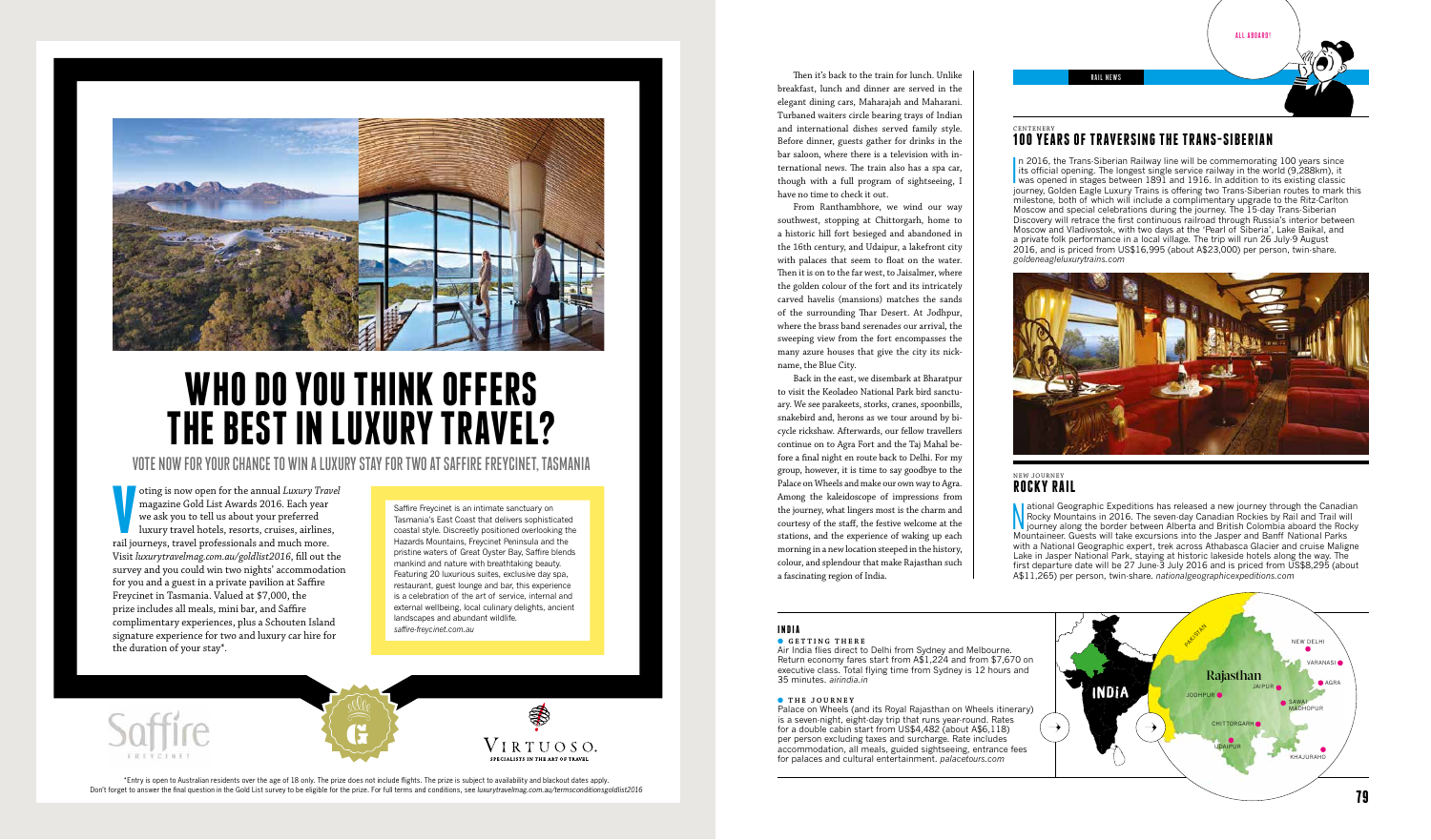# WHO DO YOU THINK OFFERS THE BEST IN LUXURY TRAVEL?

## VOTE NOW FOR YOUR CHANCE TO WIN A LUXURY STAY FOR TWO AT SAFFIRE FREYCINET, TASMANIA

Voting is now open for the annual *Luxury Travel* magazine Gold List Awards 2016. Each year we ask you to tell us about your preferred luxury travel hotels, resorts, cruises, airlines, rail journeys, travel professionals and much more. Visit *luxurytravelmag.com.au/goldlist2016*, fill out the survey and you could win two nights' accommodation for you and a guest in a private pavilion at Saffire Freycinet in Tasmania. Valued at $7,000, the prize includes all meals, mini bar, and Saffire complimentary experiences, plus a Schouten Island signature experience for two and luxury car hire for the duration of your stay*.

Saffire Freycinet is an intimate sanctuary on Tasmania's East Coast that delivers sophisticated coastal style. Discreetly positioned overlooking the Hazards Mountains, Freycinet Peninsula and the pristine waters of Great Oyster Bay, Saffire blends mankind and nature with breathtaking beauty. Featuring 20 luxurious suites, exclusive day spa, restaurant, guest lounge and bar, this experience is a celebration of the art of service, internal and external wellbeing, local culinary delights, ancient landscapes and abundant wildlife.
*saffire-freycinet.com.au*

Saffire FREYCINET

VIRTUOSO. SPECIALISTS IN THE ART OF TRAVEL

*Entry is open to Australian residents over the age of 18 only. The prize does not include flights. The prize is subject to availability and blackout dates apply. Don't forget to answer the final question in the Gold List survey to be eligible for the prize. For full terms and conditions, see *luxurytravelmag.com.au/termsconditionsgoldlist2016*

---

Then it's back to the train for lunch. Unlike breakfast, lunch and dinner are served in the elegant dining cars, Maharajah and Maharani. Turbaned waiters circle bearing trays of Indian and international dishes served family style. Before dinner, guests gather for drinks in the bar saloon, where there is a television with international news. The train also has a spa car, though with a full program of sightseeing, I have no time to check it out.

From Ranthambhore, we wind our way southwest, stopping at Chittorgarh, home to a historic hill fort besieged and abandoned in the 16th century, and Udaipur, a lakefront city with palaces that seem to float on the water. Then it is on to the far west, to Jaisalmer, where the golden colour of the fort and its intricately carved havelis (mansions) matches the sands of the surrounding Thar Desert. At Jodhpur, where the brass band serenades our arrival, the sweeping view from the fort encompasses the many azure houses that give the city its nickname, the Blue City.

Back in the east, we disembark at Bharatpur to visit the Keoladeo National Park bird sanctuary. We see parakeets, storks, cranes, spoonbills, snakebird and, herons as we tour around by bicycle rickshaw. Afterwards, our fellow travellers continue on to Agra Fort and the Taj Mahal before a final night en route back to Delhi. For my group, however, it is time to say goodbye to the Palace on Wheels and make our own way to Agra. Among the kaleidoscope of impressions from the journey, what lingers most is the charm and courtesy of the staff, the festive welcome at the stations, and the experience of waking up each morning in a new location steeped in the history, colour, and splendour that make Rajasthan such a fascinating region of India.

### INDIA

**GETTING THERE**
Air India flies direct to Delhi from Sydney and Melbourne. Return economy fares start from A$1,224 and from $7,670 on executive class. Total flying time from Sydney is 12 hours and 35 minutes. *airindia.in*

**THE JOURNEY**
Palace on Wheels (and its Royal Rajasthan on Wheels itinerary) is a seven-night, eight-day trip that runs year-round. Rates for a double cabin start from US$4,482 (about A$6,118) per person excluding taxes and surcharge. Rate includes accommodation, all meals, guided sightseeing, entrance fees for palaces and cultural entertainment. *palacetours.com*

PAKISTAN
INDIA
Rajasthan
NEW DELHI
VARANASI
AGRA
JAIPUR
JODHPUR
SAWAI MADHOPUR
CHITTORGARH
UDAIPUR
KHAJURAHO

---

RAIL NEWS

ALL ABOARD!

CENTENERY

## 100 YEARS OF TRAVERSING THE TRANS-SIBERIAN

In 2016, the Trans-Siberian Railway line will be commemorating 100 years since its official opening. The longest single service railway in the world (9,288km), it was opened in stages between 1891 and 1916. In addition to its existing classic journey, Golden Eagle Luxury Trains is offering two Trans-Siberian routes to mark this milestone, both of which will include a complimentary upgrade to the Ritz-Carlton Moscow and special celebrations during the journey. The 15-day Trans-Siberian Discovery will retrace the first continuous railroad through Russia's interior between Moscow and Vladivostok, with two days at the 'Pearl of Siberia', Lake Baikal, and a private folk performance in a local village. The trip will run 26 July-9 August 2016, and is priced from US$16,995 (about A$23,000) per person, twin-share. *goldeneagleluxurytrains.com*

NEW JOURNEY

## ROCKY RAIL

National Geographic Expeditions has released a new journey through the Canadian Rocky Mountains in 2016. The seven-day Canadian Rockies by Rail and Trail will journey along the border between Alberta and British Colombia aboard the Rocky Mountaineer. Guests will take excursions into the Jasper and Banff National Parks with a National Geographic expert, trek across Athabasca Glacier and cruise Maligne Lake in Jasper National Park, staying at historic lakeside hotels along the way. The first departure date will be 27 June-3 July 2016 and is priced from US$8,295 (about A$11,265) per person, twin-share. *nationalgeographicexpeditions.com*